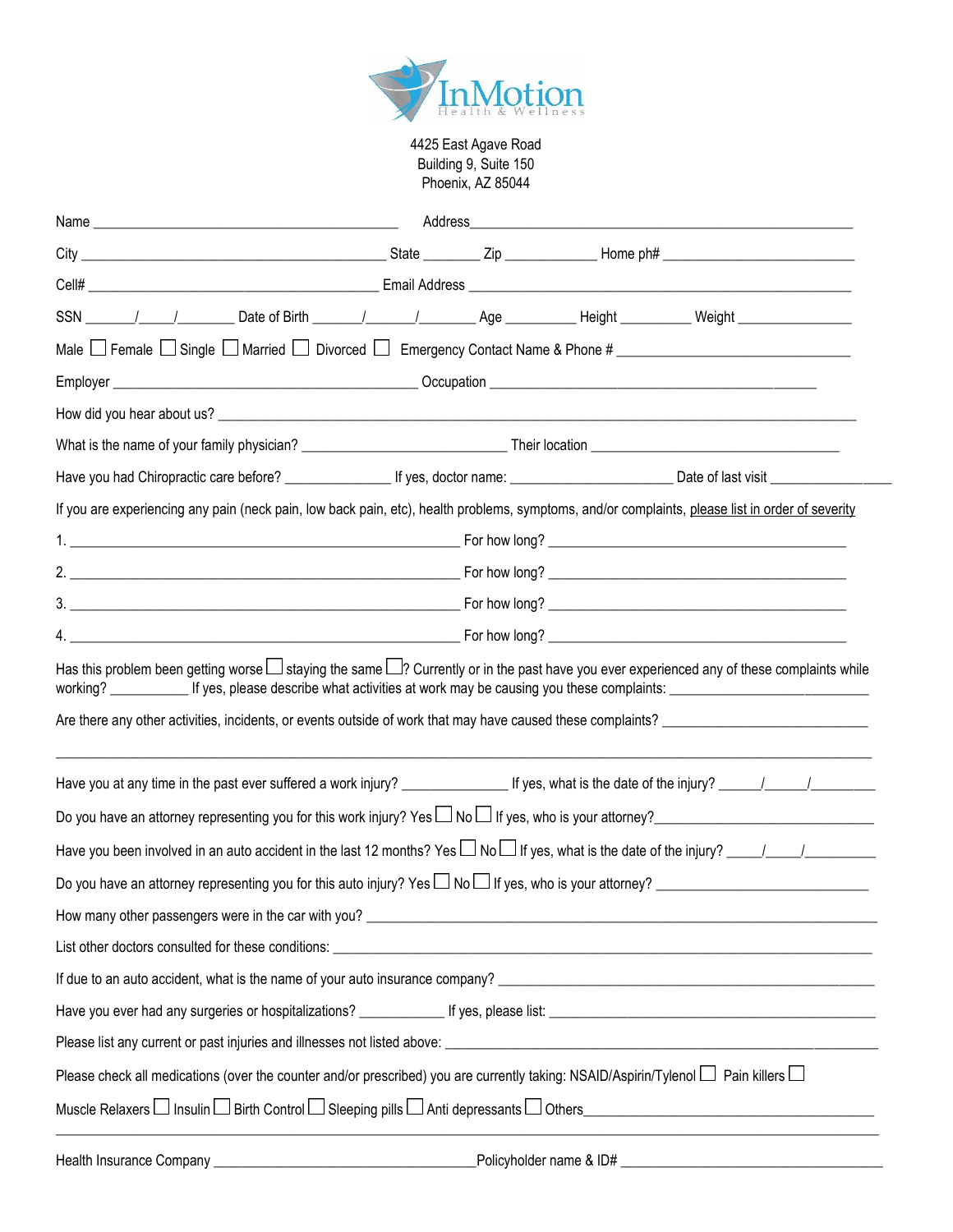# InMotion Health & Wellness

4425 East Agave Road
Building 9, Suite 150
Phoenix, AZ 85044

Name ________________________________________ Address________________________________________________

City ________________________________________ State _______ Zip ___________ Home ph# ______________________

Cell# ______________________________________ Email Address _____________________________________________

SSN ______/____/_______ Date of Birth ______/______/_______ Age _________ Height _________ Weight _______________

Male ☐ Female ☐ Single ☐ Married ☐ Divorced ☐ Emergency Contact Name & Phone # ______________________________

Employer ________________________________________ Occupation ________________________________________

How did you hear about us? ____________________________________________________________________________

What is the name of your family physician? ____________________________ Their location ___________________________

Have you had Chiropractic care before? ______________ If yes, doctor name: _____________________ Date of last visit _______________

If you are experiencing any pain (neck pain, low back pain, etc), health problems, symptoms, and/or complaints, <u>please list in order of severity</u>

1. ____________________________________________________ For how long? ________________________________________

2. ____________________________________________________ For how long? ________________________________________

3. ____________________________________________________ For how long? ________________________________________

4. ____________________________________________________ For how long? ________________________________________

Has this problem been getting worse ☐ staying the same ☐? Currently or in the past have you ever experienced any of these complaints while working? __________ If yes, please describe what activities at work may be causing you these complaints: __________________________

Are there any other activities, incidents, or events outside of work that may have caused these complaints? __________________________

______________________________________________________________________________________________

Have you at any time in the past ever suffered a work injury? ______________ If yes, what is the date of the injury? _____/_____/________

Do you have an attorney representing you for this work injury? Yes ☐ No ☐ If yes, who is your attorney?____________________________

Have you been involved in an auto accident in the last 12 months? Yes ☐ No ☐ If yes, what is the date of the injury? _____/_____/_________

Do you have an attorney representing you for this auto injury? Yes ☐ No ☐ If yes, who is your attorney? ___________________________

How many other passengers were in the car with you? ________________________________________________________________

List other doctors consulted for these conditions: ____________________________________________________________________

If due to an auto accident, what is the name of your auto insurance company? ______________________________________________

Have you ever had any surgeries or hospitalizations? ___________ If yes, please list: ______________________________________

Please list any current or past injuries and illnesses not listed above: ____________________________________________________

Please check all medications (over the counter and/or prescribed) you are currently taking: NSAID/Aspirin/Tylenol ☐ Pain killers ☐

Muscle Relaxers ☐ Insulin ☐ Birth Control ☐ Sleeping pills ☐ Anti depressants ☐ Others________________________________________

______________________________________________________________________________________________

Health Insurance Company ___________________________________ Policyholder name & ID# ___________________________________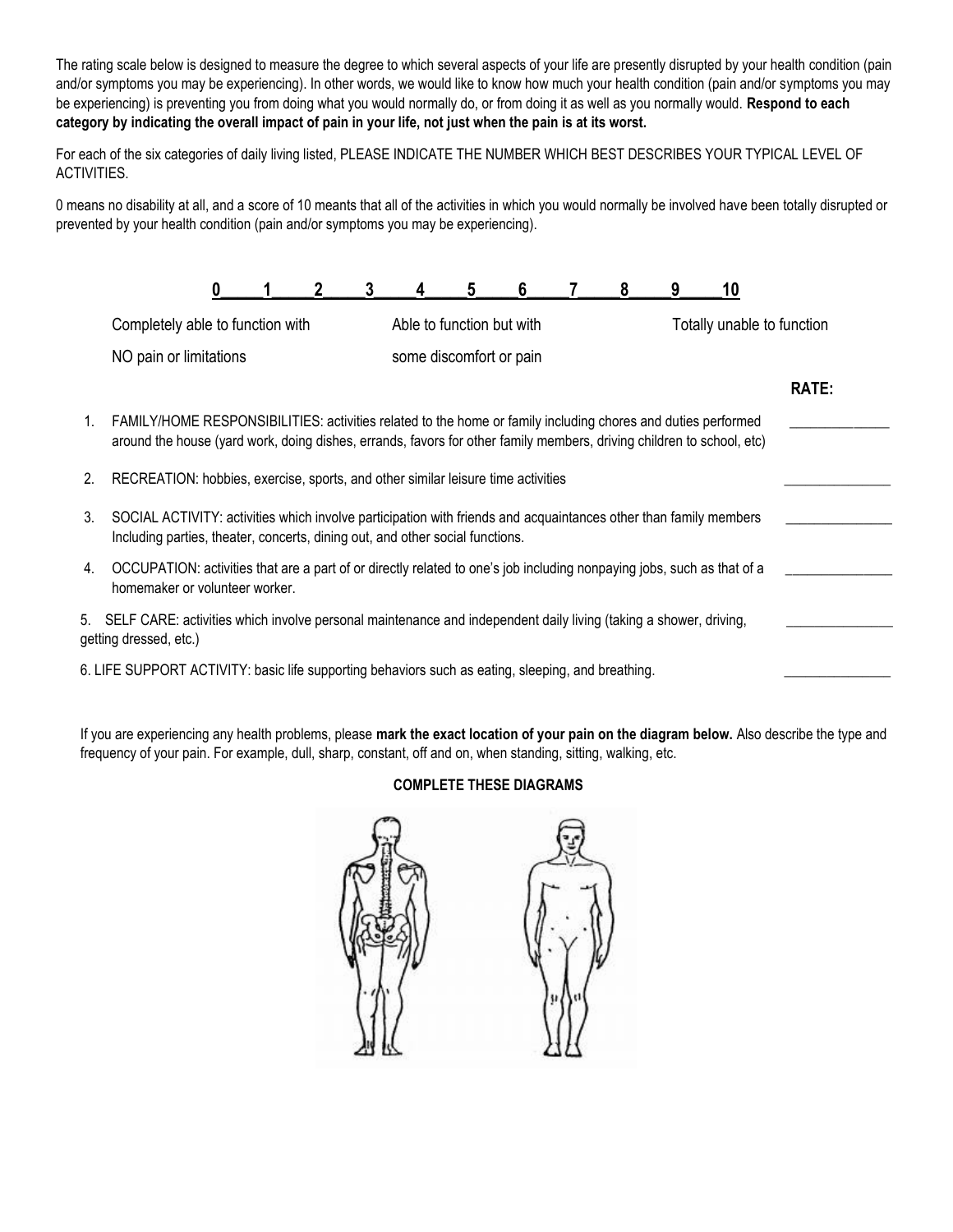The rating scale below is designed to measure the degree to which several aspects of your life are presently disrupted by your health condition (pain and/or symptoms you may be experiencing). In other words, we would like to know how much your health condition (pain and/or symptoms you may be experiencing) is preventing you from doing what you would normally do, or from doing it as well as you normally would. **Respond to each category by indicating the overall impact of pain in your life, not just when the pain is at its worst.**

For each of the six categories of daily living listed, PLEASE INDICATE THE NUMBER WHICH BEST DESCRIBES YOUR TYPICAL LEVEL OF ACTIVITIES.

0 means no disability at all, and a score of 10 meant that all of the activities in which you would normally be involved have been totally disrupted or prevented by your health condition (pain and/or symptoms you may be experiencing).

**0\_\_\_\_\_1\_\_\_\_\_2\_\_\_\_\_3\_\_\_\_\_4\_\_\_\_\_5\_\_\_\_\_6\_\_\_\_\_7\_\_\_\_\_8\_\_\_\_\_9\_\_\_\_\_10**

| Completely able to function with NO pain or limitations | Able to function but with some discomfort or pain | Totally unable to function |
|---|---|---|

| | | **RATE:** |
|---|---|---|
| 1. | FAMILY/HOME RESPONSIBILITIES: activities related to the home or family including chores and duties performed around the house (yard work, doing dishes, errands, favors for other family members, driving children to school, etc) | \_\_\_\_\_\_\_\_\_\_\_\_\_\_ |
| 2. | RECREATION: hobbies, exercise, sports, and other similar leisure time activities | \_\_\_\_\_\_\_\_\_\_\_\_\_\_ |
| 3. | SOCIAL ACTIVITY: activities which involve participation with friends and acquaintances other than family members Including parties, theater, concerts, dining out, and other social functions. | \_\_\_\_\_\_\_\_\_\_\_\_\_\_ |
| 4. | OCCUPATION: activities that are a part of or directly related to one's job including nonpaying jobs, such as that of a homemaker or volunteer worker. | \_\_\_\_\_\_\_\_\_\_\_\_\_\_ |
| 5. | SELF CARE: activities which involve personal maintenance and independent daily living (taking a shower, driving, getting dressed, etc.) | \_\_\_\_\_\_\_\_\_\_\_\_\_\_ |
| 6. | LIFE SUPPORT ACTIVITY: basic life supporting behaviors such as eating, sleeping, and breathing. | \_\_\_\_\_\_\_\_\_\_\_\_\_\_ |

If you are experiencing any health problems, please **mark the exact location of your pain on the diagram below.** Also describe the type and frequency of your pain. For example, dull, sharp, constant, off and on, when standing, sitting, walking, etc.

**COMPLETE THESE DIAGRAMS**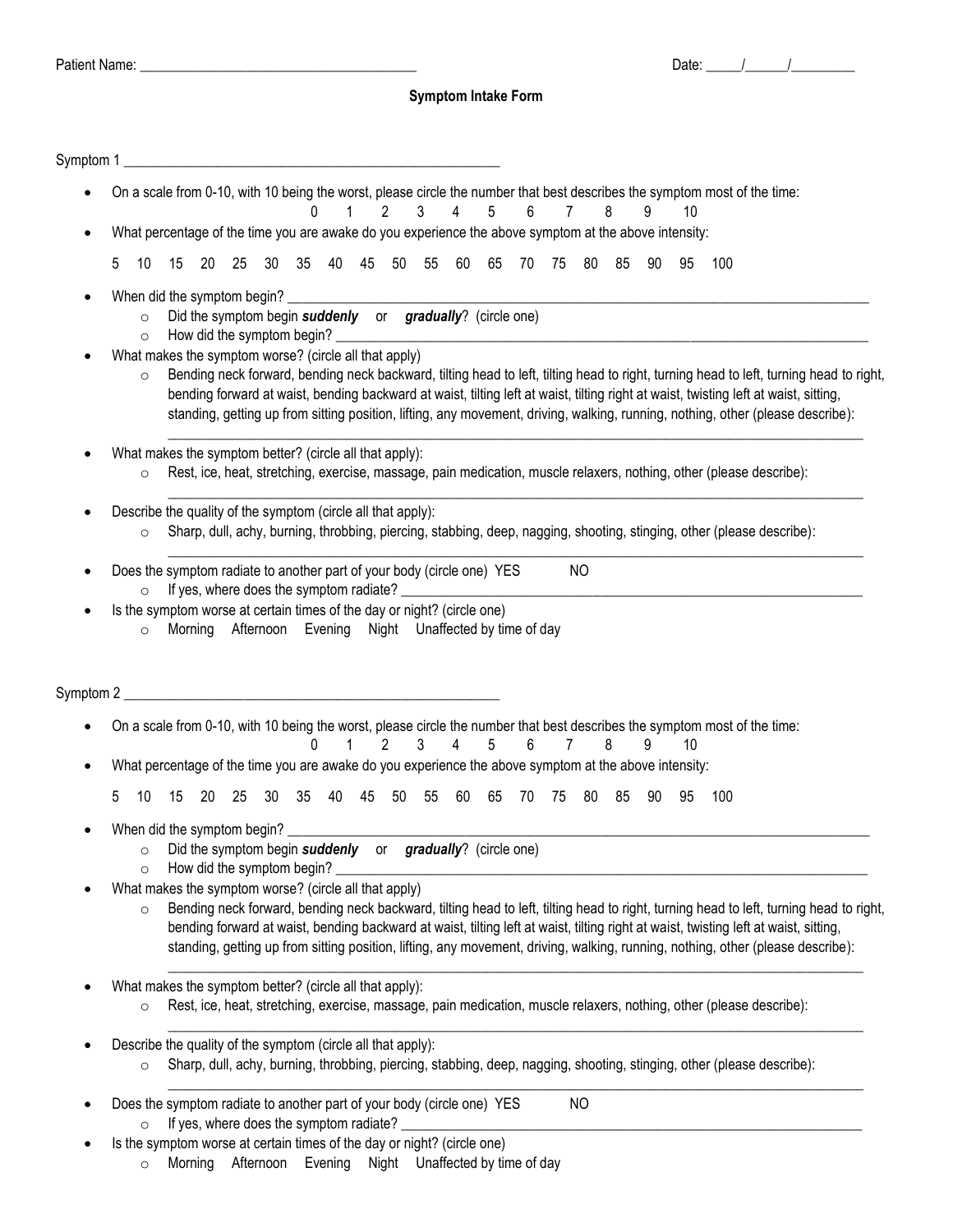Patient Name: ______________________________________ Date: _____/______/_________

## Symptom Intake Form

Symptom 1 ____________________________________________________

- On a scale from 0-10, with 10 being the worst, please circle the number that best describes the symptom most of the time:

  0 1 2 3 4 5 6 7 8 9 10

- What percentage of the time you are awake do you experience the above symptom at the above intensity:

  5 10 15 20 25 30 35 40 45 50 55 60 65 70 75 80 85 90 95 100

- When did the symptom begin? ________________________________________________________________________________
  - Did the symptom begin ***suddenly*** or ***gradually***? (circle one)
  - How did the symptom begin? ____________________________________________________________________________
- What makes the symptom worse? (circle all that apply)
  - Bending neck forward, bending neck backward, tilting head to left, tilting head to right, turning head to left, turning head to right, bending forward at waist, bending backward at waist, tilting left at waist, tilting right at waist, twisting left at waist, sitting, standing, getting up from sitting position, lifting, any movement, driving, walking, running, nothing, other (please describe):

    ______________________________________________________________________________________________
- What makes the symptom better? (circle all that apply):
  - Rest, ice, heat, stretching, exercise, massage, pain medication, muscle relaxers, nothing, other (please describe):

    ______________________________________________________________________________________________
- Describe the quality of the symptom (circle all that apply):
  - Sharp, dull, achy, burning, throbbing, piercing, stabbing, deep, nagging, shooting, stinging, other (please describe):

    ______________________________________________________________________________________________
- Does the symptom radiate to another part of your body (circle one) YES NO
  - If yes, where does the symptom radiate? _______________________________________________________________
- Is the symptom worse at certain times of the day or night? (circle one)
  - Morning Afternoon Evening Night Unaffected by time of day

Symptom 2 ____________________________________________________

- On a scale from 0-10, with 10 being the worst, please circle the number that best describes the symptom most of the time:

  0 1 2 3 4 5 6 7 8 9 10

- What percentage of the time you are awake do you experience the above symptom at the above intensity:

  5 10 15 20 25 30 35 40 45 50 55 60 65 70 75 80 85 90 95 100

- When did the symptom begin? ________________________________________________________________________________
  - Did the symptom begin ***suddenly*** or ***gradually***? (circle one)
  - How did the symptom begin? ____________________________________________________________________________
- What makes the symptom worse? (circle all that apply)
  - Bending neck forward, bending neck backward, tilting head to left, tilting head to right, turning head to left, turning head to right, bending forward at waist, bending backward at waist, tilting left at waist, tilting right at waist, twisting left at waist, sitting, standing, getting up from sitting position, lifting, any movement, driving, walking, running, nothing, other (please describe):

    ______________________________________________________________________________________________
- What makes the symptom better? (circle all that apply):
  - Rest, ice, heat, stretching, exercise, massage, pain medication, muscle relaxers, nothing, other (please describe):

    ______________________________________________________________________________________________
- Describe the quality of the symptom (circle all that apply):
  - Sharp, dull, achy, burning, throbbing, piercing, stabbing, deep, nagging, shooting, stinging, other (please describe):

    ______________________________________________________________________________________________
- Does the symptom radiate to another part of your body (circle one) YES NO
  - If yes, where does the symptom radiate? _______________________________________________________________
- Is the symptom worse at certain times of the day or night? (circle one)
  - Morning Afternoon Evening Night Unaffected by time of day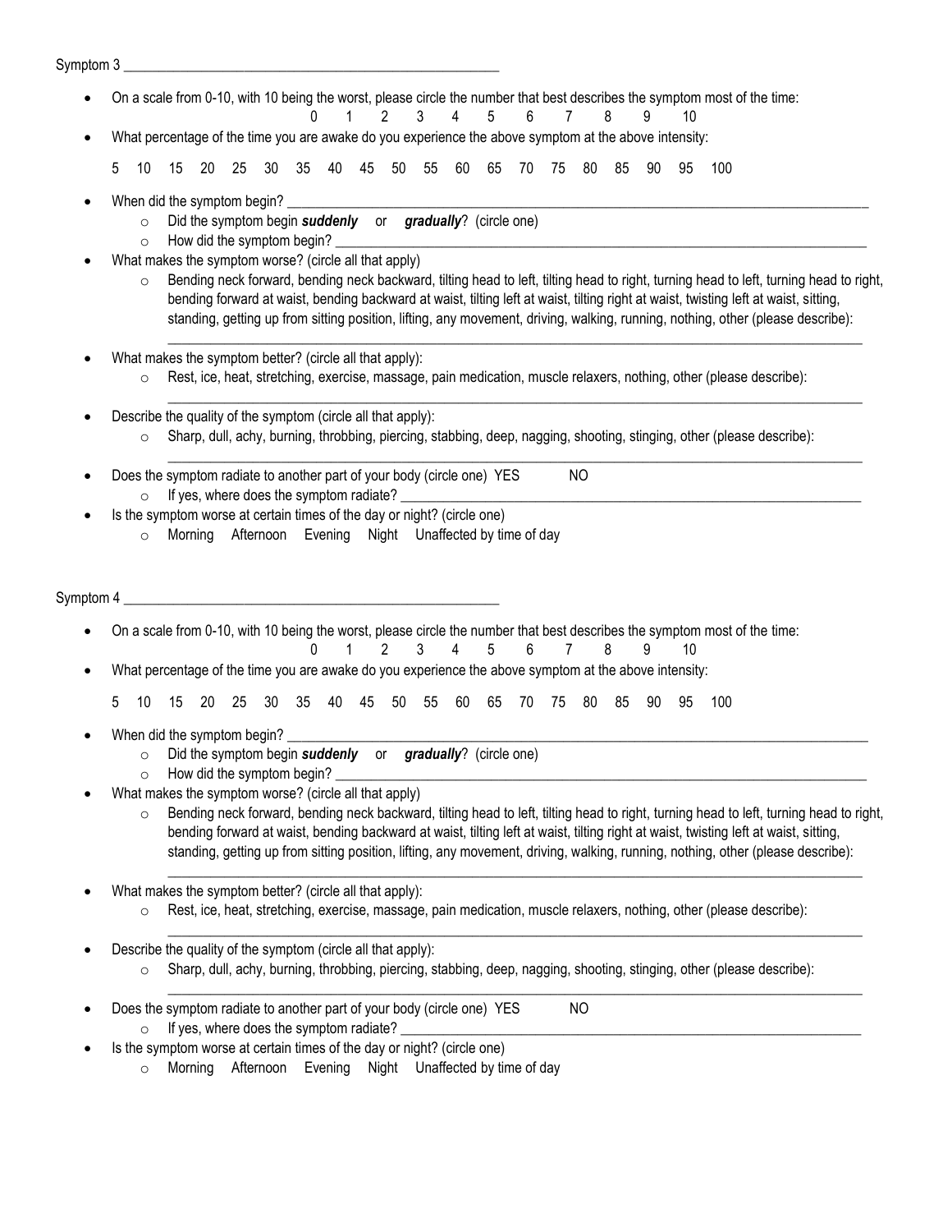Symptom 3 ____________________________________________________

- On a scale from 0-10, with 10 being the worst, please circle the number that best describes the symptom most of the time:

  0 1 2 3 4 5 6 7 8 9 10

- What percentage of the time you are awake do you experience the above symptom at the above intensity:

  5 10 15 20 25 30 35 40 45 50 55 60 65 70 75 80 85 90 95 100

- When did the symptom begin? ________________________________________________________________________________
  - Did the symptom begin ***suddenly*** or ***gradually***? (circle one)
  - How did the symptom begin? ____________________________________________________________________________
- What makes the symptom worse? (circle all that apply)
  - Bending neck forward, bending neck backward, tilting head to left, tilting head to right, turning head to left, turning head to right, bending forward at waist, bending backward at waist, tilting left at waist, tilting right at waist, twisting left at waist, sitting, standing, getting up from sitting position, lifting, any movement, driving, walking, running, nothing, other (please describe): ________________________________________________________________________________________________
- What makes the symptom better? (circle all that apply):
  - Rest, ice, heat, stretching, exercise, massage, pain medication, muscle relaxers, nothing, other (please describe): ________________________________________________________________________________________________
- Describe the quality of the symptom (circle all that apply):
  - Sharp, dull, achy, burning, throbbing, piercing, stabbing, deep, nagging, shooting, stinging, other (please describe): ________________________________________________________________________________________________
- Does the symptom radiate to another part of your body (circle one) YES NO
  - If yes, where does the symptom radiate? ______________________________________________________________
- Is the symptom worse at certain times of the day or night? (circle one)
  - Morning Afternoon Evening Night Unaffected by time of day

Symptom 4 ____________________________________________________

- On a scale from 0-10, with 10 being the worst, please circle the number that best describes the symptom most of the time:

  0 1 2 3 4 5 6 7 8 9 10

- What percentage of the time you are awake do you experience the above symptom at the above intensity:

  5 10 15 20 25 30 35 40 45 50 55 60 65 70 75 80 85 90 95 100

- When did the symptom begin? ________________________________________________________________________________
  - Did the symptom begin ***suddenly*** or ***gradually***? (circle one)
  - How did the symptom begin? ____________________________________________________________________________
- What makes the symptom worse? (circle all that apply)
  - Bending neck forward, bending neck backward, tilting head to left, tilting head to right, turning head to left, turning head to right, bending forward at waist, bending backward at waist, tilting left at waist, tilting right at waist, twisting left at waist, sitting, standing, getting up from sitting position, lifting, any movement, driving, walking, running, nothing, other (please describe): ________________________________________________________________________________________________
- What makes the symptom better? (circle all that apply):
  - Rest, ice, heat, stretching, exercise, massage, pain medication, muscle relaxers, nothing, other (please describe): ________________________________________________________________________________________________
- Describe the quality of the symptom (circle all that apply):
  - Sharp, dull, achy, burning, throbbing, piercing, stabbing, deep, nagging, shooting, stinging, other (please describe): ________________________________________________________________________________________________
- Does the symptom radiate to another part of your body (circle one) YES NO
  - If yes, where does the symptom radiate? ______________________________________________________________
- Is the symptom worse at certain times of the day or night? (circle one)
  - Morning Afternoon Evening Night Unaffected by time of day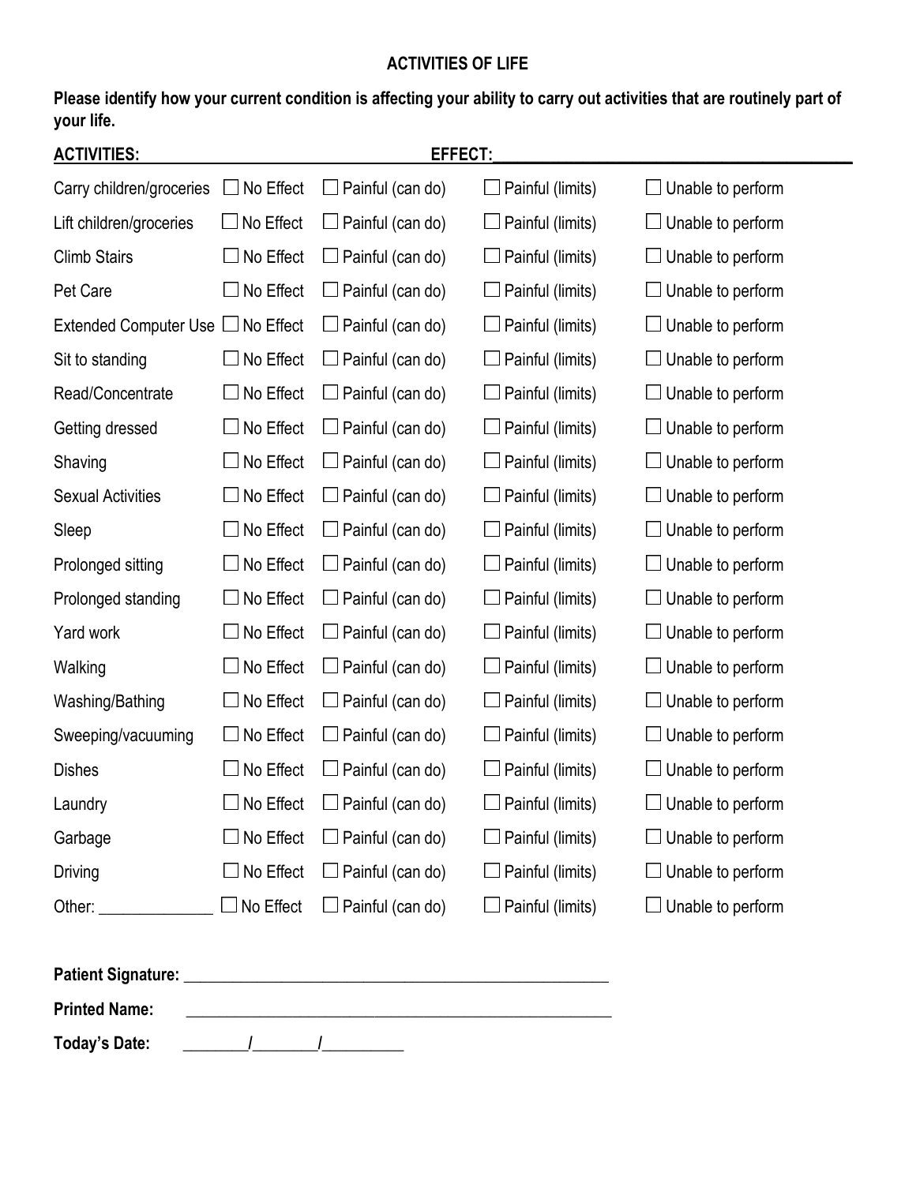## ACTIVITIES OF LIFE

**Please identify how your current condition is affecting your ability to carry out activities that are routinely part of your life.**

| **ACTIVITIES:** | **EFFECT:** | | | |
|---|---|---|---|---|
| Carry children/groceries | ☐ No Effect | ☐ Painful (can do) | ☐ Painful (limits) | ☐ Unable to perform |
| Lift children/groceries | ☐ No Effect | ☐ Painful (can do) | ☐ Painful (limits) | ☐ Unable to perform |
| Climb Stairs | ☐ No Effect | ☐ Painful (can do) | ☐ Painful (limits) | ☐ Unable to perform |
| Pet Care | ☐ No Effect | ☐ Painful (can do) | ☐ Painful (limits) | ☐ Unable to perform |
| Extended Computer Use | ☐ No Effect | ☐ Painful (can do) | ☐ Painful (limits) | ☐ Unable to perform |
| Sit to standing | ☐ No Effect | ☐ Painful (can do) | ☐ Painful (limits) | ☐ Unable to perform |
| Read/Concentrate | ☐ No Effect | ☐ Painful (can do) | ☐ Painful (limits) | ☐ Unable to perform |
| Getting dressed | ☐ No Effect | ☐ Painful (can do) | ☐ Painful (limits) | ☐ Unable to perform |
| Shaving | ☐ No Effect | ☐ Painful (can do) | ☐ Painful (limits) | ☐ Unable to perform |
| Sexual Activities | ☐ No Effect | ☐ Painful (can do) | ☐ Painful (limits) | ☐ Unable to perform |
| Sleep | ☐ No Effect | ☐ Painful (can do) | ☐ Painful (limits) | ☐ Unable to perform |
| Prolonged sitting | ☐ No Effect | ☐ Painful (can do) | ☐ Painful (limits) | ☐ Unable to perform |
| Prolonged standing | ☐ No Effect | ☐ Painful (can do) | ☐ Painful (limits) | ☐ Unable to perform |
| Yard work | ☐ No Effect | ☐ Painful (can do) | ☐ Painful (limits) | ☐ Unable to perform |
| Walking | ☐ No Effect | ☐ Painful (can do) | ☐ Painful (limits) | ☐ Unable to perform |
| Washing/Bathing | ☐ No Effect | ☐ Painful (can do) | ☐ Painful (limits) | ☐ Unable to perform |
| Sweeping/vacuuming | ☐ No Effect | ☐ Painful (can do) | ☐ Painful (limits) | ☐ Unable to perform |
| Dishes | ☐ No Effect | ☐ Painful (can do) | ☐ Painful (limits) | ☐ Unable to perform |
| Laundry | ☐ No Effect | ☐ Painful (can do) | ☐ Painful (limits) | ☐ Unable to perform |
| Garbage | ☐ No Effect | ☐ Painful (can do) | ☐ Painful (limits) | ☐ Unable to perform |
| Driving | ☐ No Effect | ☐ Painful (can do) | ☐ Painful (limits) | ☐ Unable to perform |
| Other: ______________ | ☐ No Effect | ☐ Painful (can do) | ☐ Painful (limits) | ☐ Unable to perform |

**Patient Signature:** ____________________________________________________

**Printed Name:** ____________________________________________________

**Today's Date:** ________/________/__________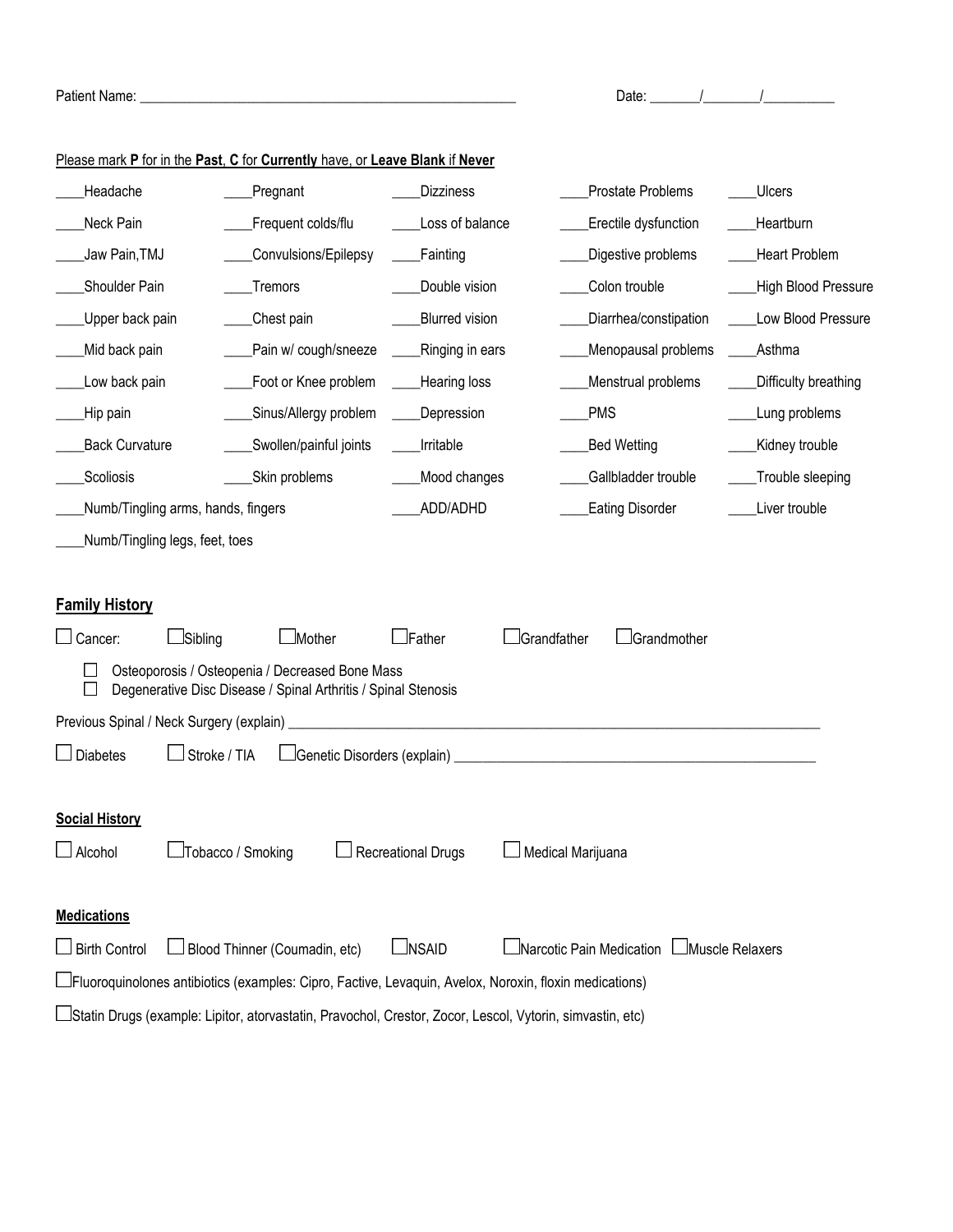Patient Name: ______________________________________________ Date: _______/________/__________

Please mark **P** for in the **Past**, **C** for **Currently** have, or **Leave Blank** if **Never**

| | | | | |
|---|---|---|---|---|
| ____Headache | ____Pregnant | ____Dizziness | ____Prostate Problems | ____Ulcers |
| ____Neck Pain | ____Frequent colds/flu | ____Loss of balance | ____Erectile dysfunction | ____Heartburn |
| ____Jaw Pain,TMJ | ____Convulsions/Epilepsy | ____Fainting | ____Digestive problems | ____Heart Problem |
| ____Shoulder Pain | ____Tremors | ____Double vision | ____Colon trouble | ____High Blood Pressure |
| ____Upper back pain | ____Chest pain | ____Blurred vision | ____Diarrhea/constipation | ____Low Blood Pressure |
| ____Mid back pain | ____Pain w/ cough/sneeze | ____Ringing in ears | ____Menopausal problems | ____Asthma |
| ____Low back pain | ____Foot or Knee problem | ____Hearing loss | ____Menstrual problems | ____Difficulty breathing |
| ____Hip pain | ____Sinus/Allergy problem | ____Depression | ____PMS | ____Lung problems |
| ____Back Curvature | ____Swollen/painful joints | ____Irritable | ____Bed Wetting | ____Kidney trouble |
| ____Scoliosis | ____Skin problems | ____Mood changes | ____Gallbladder trouble | ____Trouble sleeping |
| ____Numb/Tingling arms, hands, fingers | | ____ADD/ADHD | ____Eating Disorder | ____Liver trouble |
| ____Numb/Tingling legs, feet, toes | | | | |

## Family History

☐ Cancer: ☐ Sibling ☐ Mother ☐ Father ☐ Grandfather ☐ Grandmother

☐ Osteoporosis / Osteopenia / Decreased Bone Mass
☐ Degenerative Disc Disease / Spinal Arthritis / Spinal Stenosis

Previous Spinal / Neck Surgery (explain) ____________________________________________

☐ Diabetes ☐ Stroke / TIA ☐ Genetic Disorders (explain) ____________________________________________

## Social History

☐ Alcohol ☐ Tobacco / Smoking ☐ Recreational Drugs ☐ Medical Marijuana

## Medications

☐ Birth Control ☐ Blood Thinner (Coumadin, etc) ☐ NSAID ☐ Narcotic Pain Medication ☐ Muscle Relaxers

☐ Fluoroquinolones antibiotics (examples: Cipro, Factive, Levaquin, Avelox, Noroxin, floxin medications)

☐ Statin Drugs (example: Lipitor, atorvastatin, Pravochol, Crestor, Zocor, Lescol, Vytorin, simvastin, etc)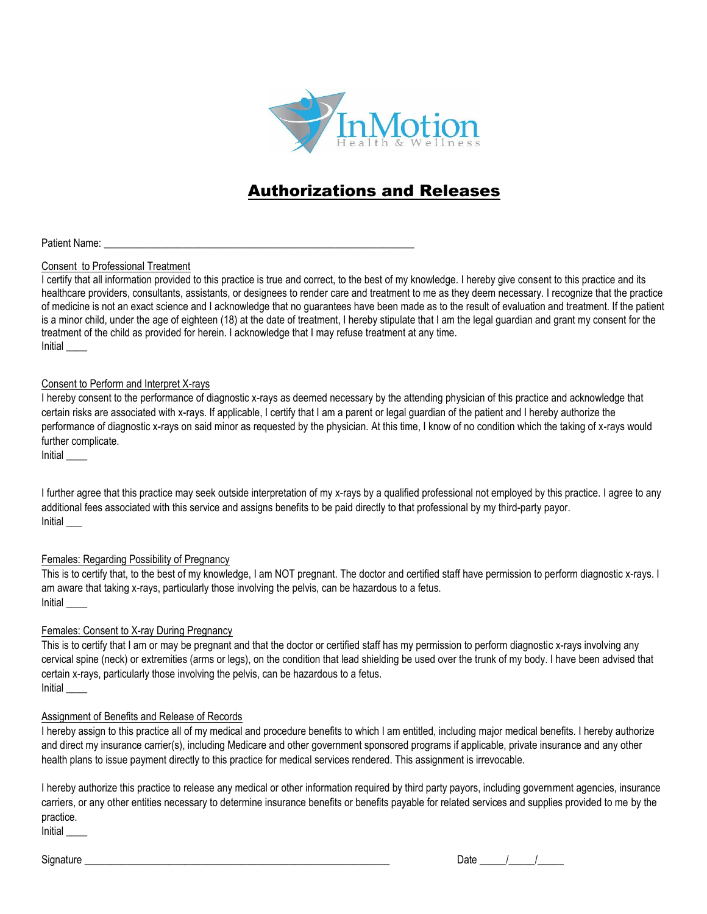InMotion
Health & Wellness

# Authorizations and Releases

Patient Name: ___________________________________________________________

## Consent to Professional Treatment

I certify that all information provided to this practice is true and correct, to the best of my knowledge. I hereby give consent to this practice and its healthcare providers, consultants, assistants, or designees to render care and treatment to me as they deem necessary. I recognize that the practice of medicine is not an exact science and I acknowledge that no guarantees have been made as to the result of evaluation and treatment. If the patient is a minor child, under the age of eighteen (18) at the date of treatment, I hereby stipulate that I am the legal guardian and grant my consent for the treatment of the child as provided for herein. I acknowledge that I may refuse treatment at any time.

Initial ____

## Consent to Perform and Interpret X-rays

I hereby consent to the performance of diagnostic x-rays as deemed necessary by the attending physician of this practice and acknowledge that certain risks are associated with x-rays. If applicable, I certify that I am a parent or legal guardian of the patient and I hereby authorize the performance of diagnostic x-rays on said minor as requested by the physician. At this time, I know of no condition which the taking of x-rays would further complicate.

Initial ____

I further agree that this practice may seek outside interpretation of my x-rays by a qualified professional not employed by this practice. I agree to any additional fees associated with this service and assigns benefits to be paid directly to that professional by my third-party payor.

Initial ___

## Females: Regarding Possibility of Pregnancy

This is to certify that, to the best of my knowledge, I am NOT pregnant. The doctor and certified staff have permission to perform diagnostic x-rays. I am aware that taking x-rays, particularly those involving the pelvis, can be hazardous to a fetus.

Initial ____

## Females: Consent to X-ray During Pregnancy

This is to certify that I am or may be pregnant and that the doctor or certified staff has my permission to perform diagnostic x-rays involving any cervical spine (neck) or extremities (arms or legs), on the condition that lead shielding be used over the trunk of my body. I have been advised that certain x-rays, particularly those involving the pelvis, can be hazardous to a fetus.

Initial ____

## Assignment of Benefits and Release of Records

I hereby assign to this practice all of my medical and procedure benefits to which I am entitled, including major medical benefits. I hereby authorize and direct my insurance carrier(s), including Medicare and other government sponsored programs if applicable, private insurance and any other health plans to issue payment directly to this practice for medical services rendered. This assignment is irrevocable.

I hereby authorize this practice to release any medical or other information required by third party payors, including government agencies, insurance carriers, or any other entities necessary to determine insurance benefits or benefits payable for related services and supplies provided to me by the practice.

Initial ____

Signature ___________________________________________________________ Date _____/_____/_____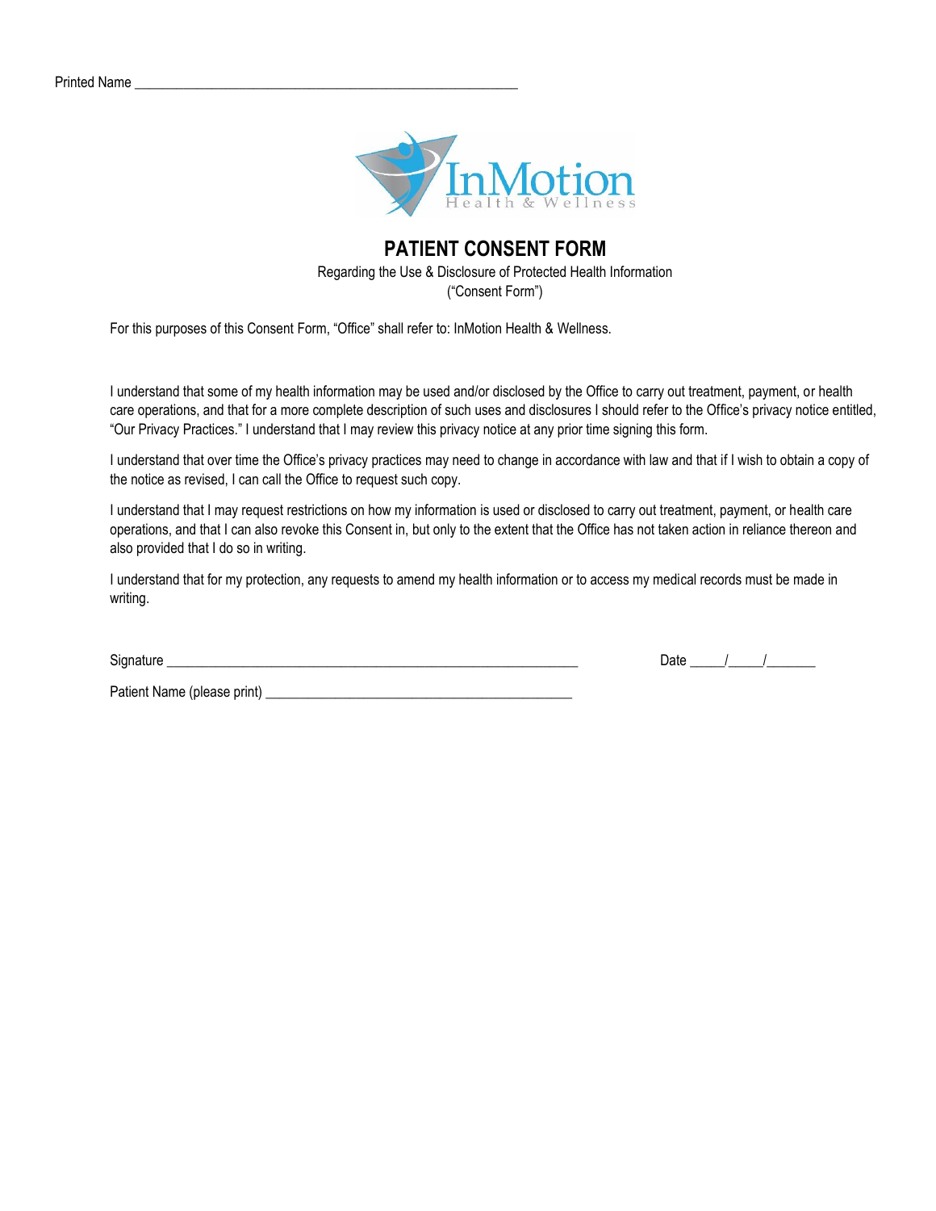Printed Name ________________________________________________________

# PATIENT CONSENT FORM

Regarding the Use & Disclosure of Protected Health Information
("Consent Form")

For this purposes of this Consent Form, "Office" shall refer to: InMotion Health & Wellness.

I understand that some of my health information may be used and/or disclosed by the Office to carry out treatment, payment, or health care operations, and that for a more complete description of such uses and disclosures I should refer to the Office's privacy notice entitled, "Our Privacy Practices." I understand that I may review this privacy notice at any prior time signing this form.

I understand that over time the Office's privacy practices may need to change in accordance with law and that if I wish to obtain a copy of the notice as revised, I can call the Office to request such copy.

I understand that I may request restrictions on how my information is used or disclosed to carry out treatment, payment, or health care operations, and that I can also revoke this Consent in, but only to the extent that the Office has not taken action in reliance thereon and also provided that I do so in writing.

I understand that for my protection, any requests to amend my health information or to access my medical records must be made in writing.

Signature ____________________________________________________________ Date _____/_____/_______

Patient Name (please print) ____________________________________________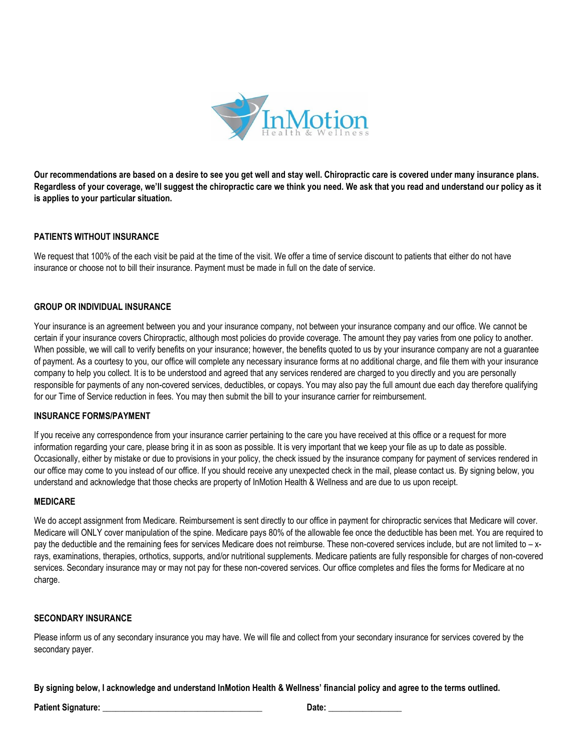**Our recommendations are based on a desire to see you get well and stay well. Chiropractic care is covered under many insurance plans. Regardless of your coverage, we'll suggest the chiropractic care we think you need. We ask that you read and understand our policy as it is applies to your particular situation.**

## PATIENTS WITHOUT INSURANCE

We request that 100% of the each visit be paid at the time of the visit. We offer a time of service discount to patients that either do not have insurance or choose not to bill their insurance. Payment must be made in full on the date of service.

## GROUP OR INDIVIDUAL INSURANCE

Your insurance is an agreement between you and your insurance company, not between your insurance company and our office. We cannot be certain if your insurance covers Chiropractic, although most policies do provide coverage. The amount they pay varies from one policy to another. When possible, we will call to verify benefits on your insurance; however, the benefits quoted to us by your insurance company are not a guarantee of payment. As a courtesy to you, our office will complete any necessary insurance forms at no additional charge, and file them with your insurance company to help you collect. It is to be understood and agreed that any services rendered are charged to you directly and you are personally responsible for payments of any non-covered services, deductibles, or copays. You may also pay the full amount due each day therefore qualifying for our Time of Service reduction in fees. You may then submit the bill to your insurance carrier for reimbursement.

## INSURANCE FORMS/PAYMENT

If you receive any correspondence from your insurance carrier pertaining to the care you have received at this office or a request for more information regarding your care, please bring it in as soon as possible. It is very important that we keep your file as up to date as possible. Occasionally, either by mistake or due to provisions in your policy, the check issued by the insurance company for payment of services rendered in our office may come to you instead of our office. If you should receive any unexpected check in the mail, please contact us. By signing below, you understand and acknowledge that those checks are property of InMotion Health & Wellness and are due to us upon receipt.

## MEDICARE

We do accept assignment from Medicare. Reimbursement is sent directly to our office in payment for chiropractic services that Medicare will cover. Medicare will ONLY cover manipulation of the spine. Medicare pays 80% of the allowable fee once the deductible has been met. You are required to pay the deductible and the remaining fees for services Medicare does not reimburse. These non-covered services include, but are not limited to – x-rays, examinations, therapies, orthotics, supports, and/or nutritional supplements. Medicare patients are fully responsible for charges of non-covered services. Secondary insurance may or may not pay for these non-covered services. Our office completes and files the forms for Medicare at no charge.

## SECONDARY INSURANCE

Please inform us of any secondary insurance you may have. We will file and collect from your secondary insurance for services covered by the secondary payer.

**By signing below, I acknowledge and understand InMotion Health & Wellness' financial policy and agree to the terms outlined.**

**Patient Signature:** ____________________________________ **Date:** ________________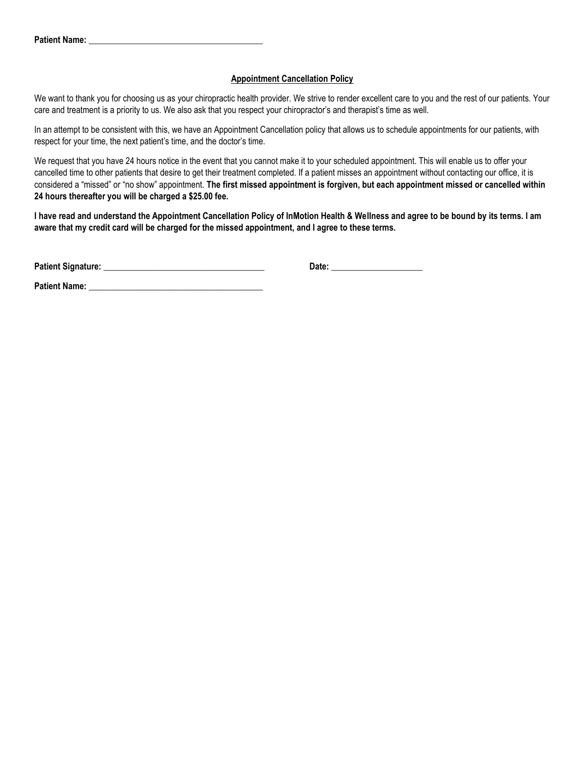**Patient Name:** ________________________________________

## Appointment Cancellation Policy

We want to thank you for choosing us as your chiropractic health provider. We strive to render excellent care to you and the rest of our patients. Your care and treatment is a priority to us. We also ask that you respect your chiropractor's and therapist's time as well.

In an attempt to be consistent with this, we have an Appointment Cancellation policy that allows us to schedule appointments for our patients, with respect for your time, the next patient's time, and the doctor's time.

We request that you have 24 hours notice in the event that you cannot make it to your scheduled appointment. This will enable us to offer your cancelled time to other patients that desire to get their treatment completed. If a patient misses an appointment without contacting our office, it is considered a "missed" or "no show" appointment. **The first missed appointment is forgiven, but each appointment missed or cancelled within 24 hours thereafter you will be charged a $25.00 fee.**

**I have read and understand the Appointment Cancellation Policy of InMotion Health & Wellness and agree to be bound by its terms. I am aware that my credit card will be charged for the missed appointment, and I agree to these terms.**

**Patient Signature:** _____________________________________ **Date:** ____________________

**Patient Name:** ________________________________________